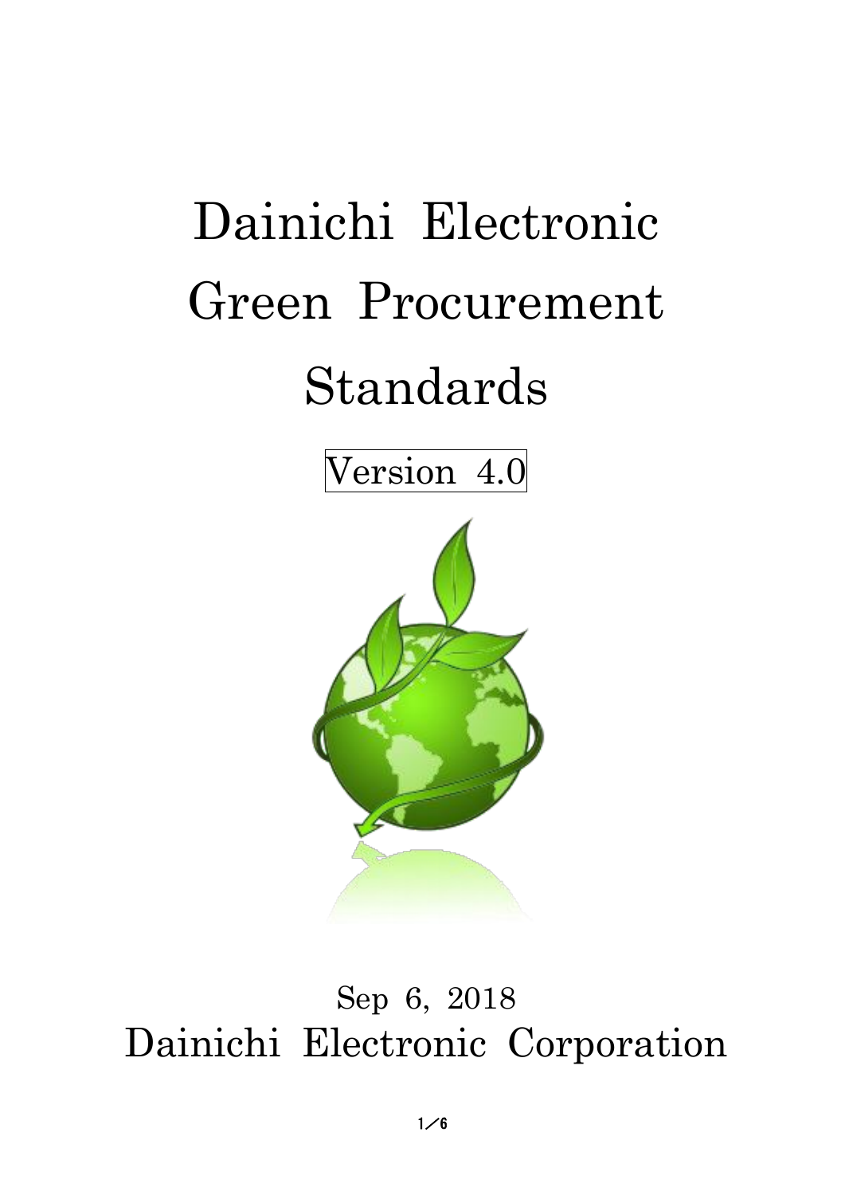# Dainichi Electronic Green Procurement Standards

Version 4.0

Sep 6, 2018

Dainichi Electronic Corporation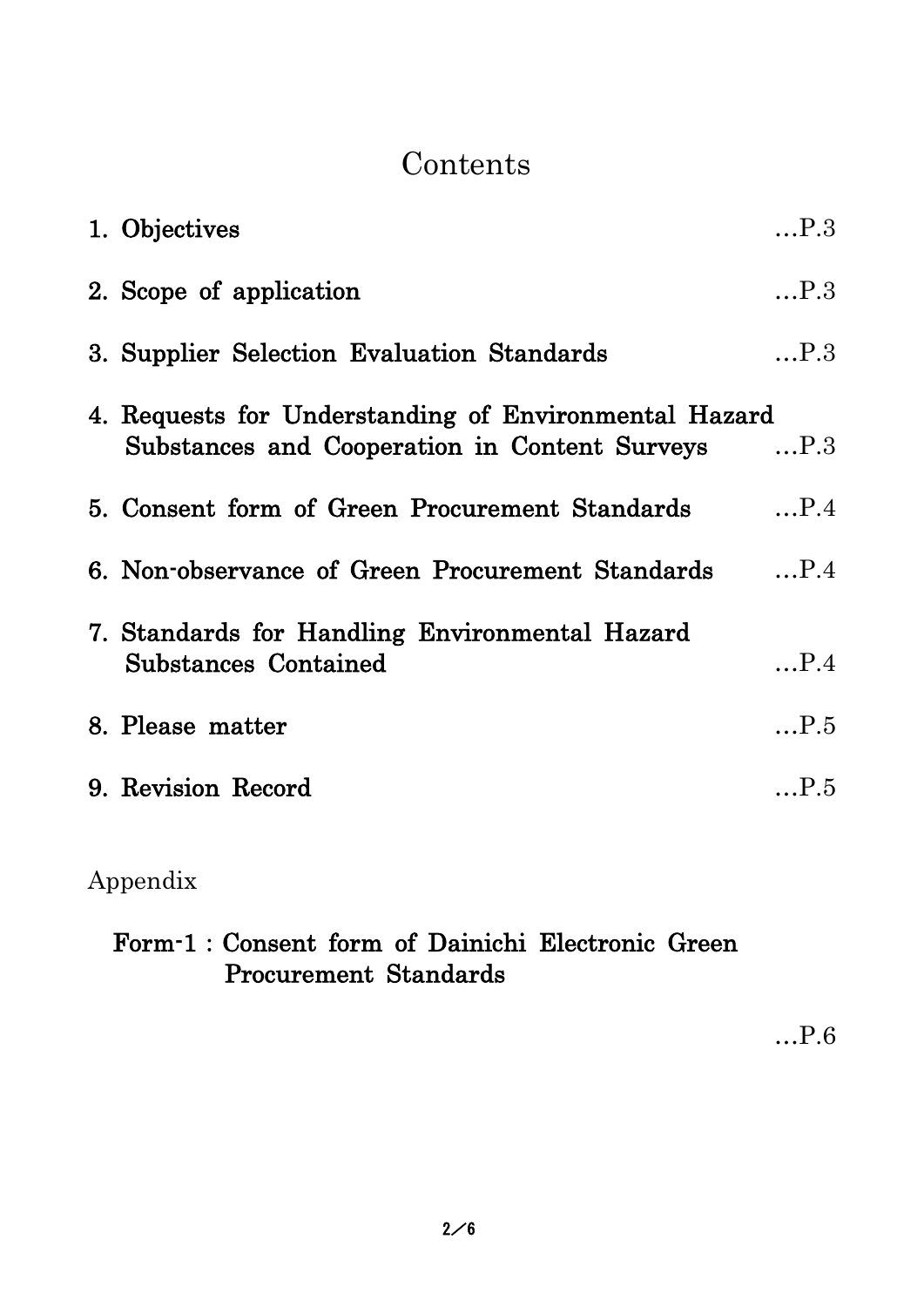# Contents

| | |
|---|---|
| 1. Objectives | …P.3 |
| 2. Scope of application | …P.3 |
| 3. Supplier Selection Evaluation Standards | …P.3 |
| 4. Requests for Understanding of Environmental Hazard Substances and Cooperation in Content Surveys | …P.3 |
| 5. Consent form of Green Procurement Standards | …P.4 |
| 6. Non-observance of Green Procurement Standards | …P.4 |
| 7. Standards for Handling Environmental Hazard Substances Contained | …P.4 |
| 8. Please matter | …P.5 |
| 9. Revision Record | …P.5 |

Appendix

| | |
|---|---|
| Form-1 : Consent form of Dainichi Electronic Green Procurement Standards | …P.6 |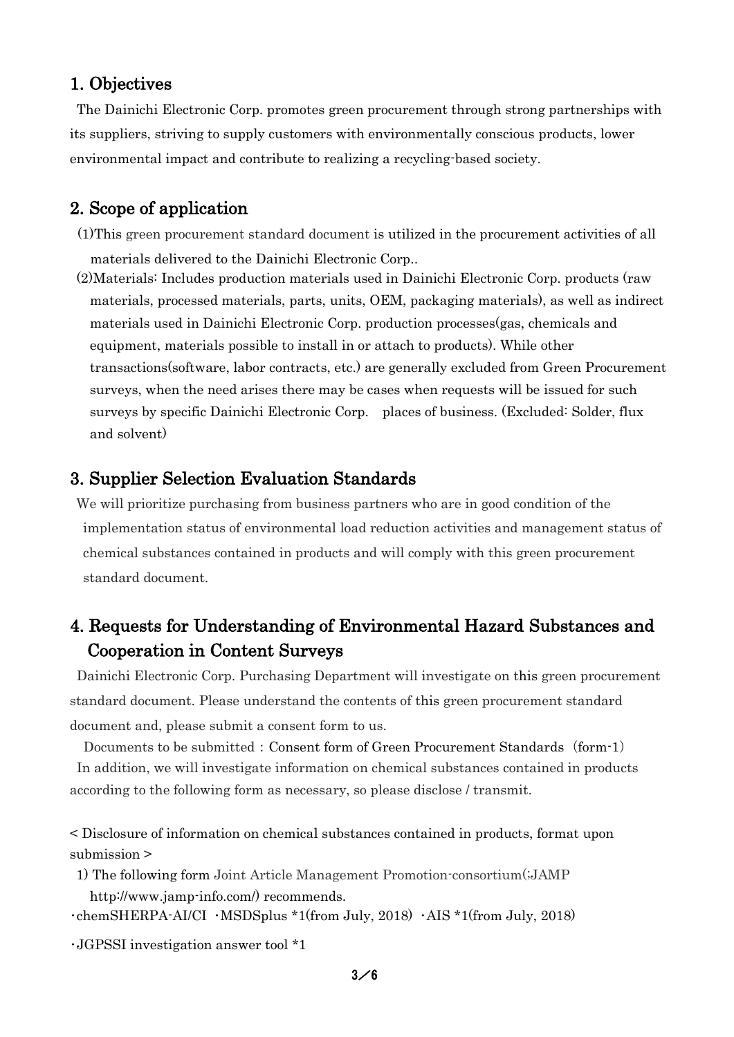## 1. Objectives

The Dainichi Electronic Corp. promotes green procurement through strong partnerships with its suppliers, striving to supply customers with environmentally conscious products, lower environmental impact and contribute to realizing a recycling-based society.

## 2. Scope of application

(1)This green procurement standard document is utilized in the procurement activities of all materials delivered to the Dainichi Electronic Corp..

(2)Materials: Includes production materials used in Dainichi Electronic Corp. products (raw materials, processed materials, parts, units, OEM, packaging materials), as well as indirect materials used in Dainichi Electronic Corp. production processes(gas, chemicals and equipment, materials possible to install in or attach to products). While other transactions(software, labor contracts, etc.) are generally excluded from Green Procurement surveys, when the need arises there may be cases when requests will be issued for such surveys by specific Dainichi Electronic Corp.　places of business. (Excluded: Solder, flux and solvent)

## 3. Supplier Selection Evaluation Standards

We will prioritize purchasing from business partners who are in good condition of the implementation status of environmental load reduction activities and management status of chemical substances contained in products and will comply with this green procurement standard document.

## 4. Requests for Understanding of Environmental Hazard Substances and Cooperation in Content Surveys

Dainichi Electronic Corp. Purchasing Department will investigate on this green procurement standard document. Please understand the contents of this green procurement standard document and, please submit a consent form to us.

Documents to be submitted：Consent form of Green Procurement Standards（form-1）

In addition, we will investigate information on chemical substances contained in products according to the following form as necessary, so please disclose / transmit.

< Disclosure of information on chemical substances contained in products, format upon submission >

1) The following form Joint Article Management Promotion-consortium(;JAMP http://www.jamp-info.com/) recommends.

・chemSHERPA-AI/CI　・MSDSplus *1(from July, 2018)　・AIS *1(from July, 2018)

・JGPSSI investigation answer tool *1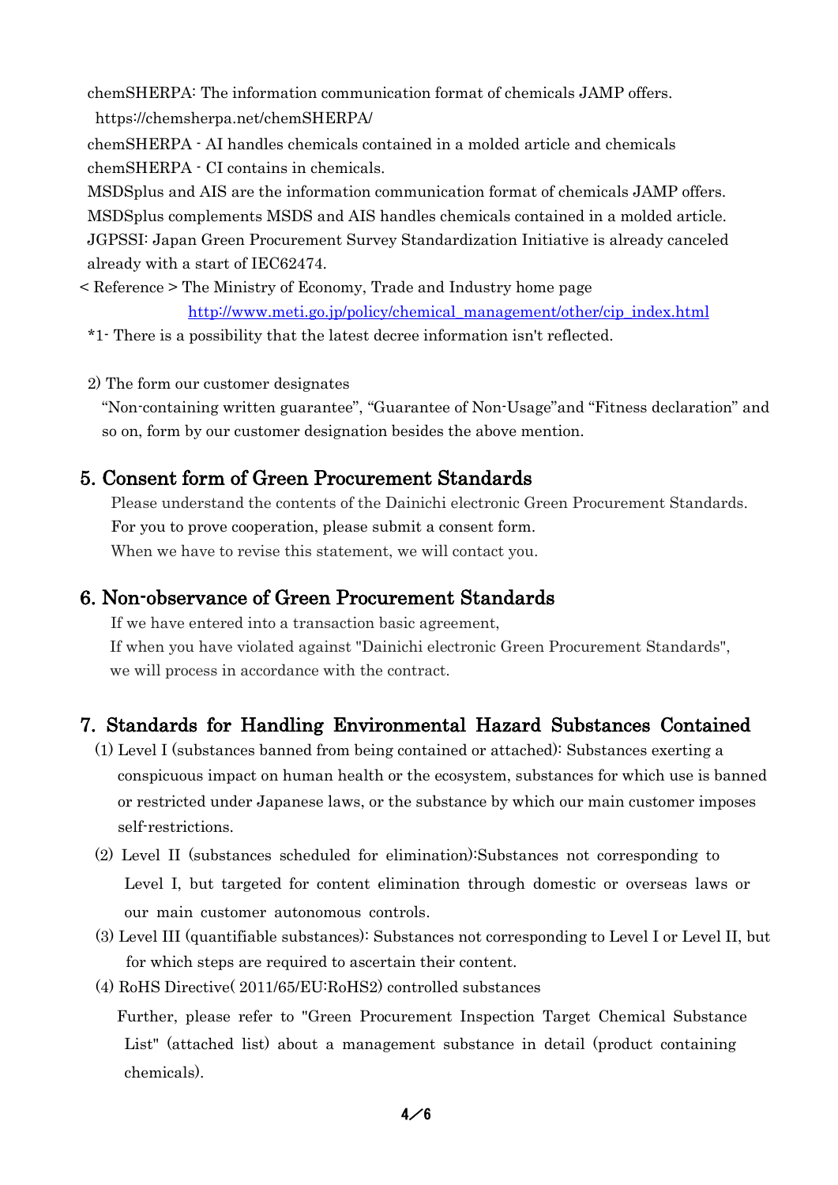chemSHERPA: The information communication format of chemicals JAMP offers.
https://chemsherpa.net/chemSHERPA/

chemSHERPA - AI handles chemicals contained in a molded article and chemicals
chemSHERPA - CI contains in chemicals.

MSDSplus and AIS are the information communication format of chemicals JAMP offers.
MSDSplus complements MSDS and AIS handles chemicals contained in a molded article.
JGPSSI: Japan Green Procurement Survey Standardization Initiative is already canceled already with a start of IEC62474.

< Reference > The Ministry of Economy, Trade and Industry home page
http://www.meti.go.jp/policy/chemical_management/other/cip_index.html

*1- There is a possibility that the latest decree information isn't reflected.

2) The form our customer designates

"Non-containing written guarantee", "Guarantee of Non-Usage"and "Fitness declaration" and so on, form by our customer designation besides the above mention.

## 5. Consent form of Green Procurement Standards

Please understand the contents of the Dainichi electronic Green Procurement Standards.
For you to prove cooperation, please submit a consent form.
When we have to revise this statement, we will contact you.

## 6. Non-observance of Green Procurement Standards

If we have entered into a transaction basic agreement,
If when you have violated against "Dainichi electronic Green Procurement Standards", we will process in accordance with the contract.

## 7. Standards for Handling Environmental Hazard Substances Contained

(1) Level I (substances banned from being contained or attached): Substances exerting a conspicuous impact on human health or the ecosystem, substances for which use is banned or restricted under Japanese laws, or the substance by which our main customer imposes self-restrictions.

(2) Level II (substances scheduled for elimination):Substances not corresponding to Level I, but targeted for content elimination through domestic or overseas laws or our main customer autonomous controls.

(3) Level III (quantifiable substances): Substances not corresponding to Level I or Level II, but for which steps are required to ascertain their content.

(4) RoHS Directive( 2011/65/EU:RoHS2) controlled substances

Further, please refer to "Green Procurement Inspection Target Chemical Substance List" (attached list) about a management substance in detail (product containing chemicals).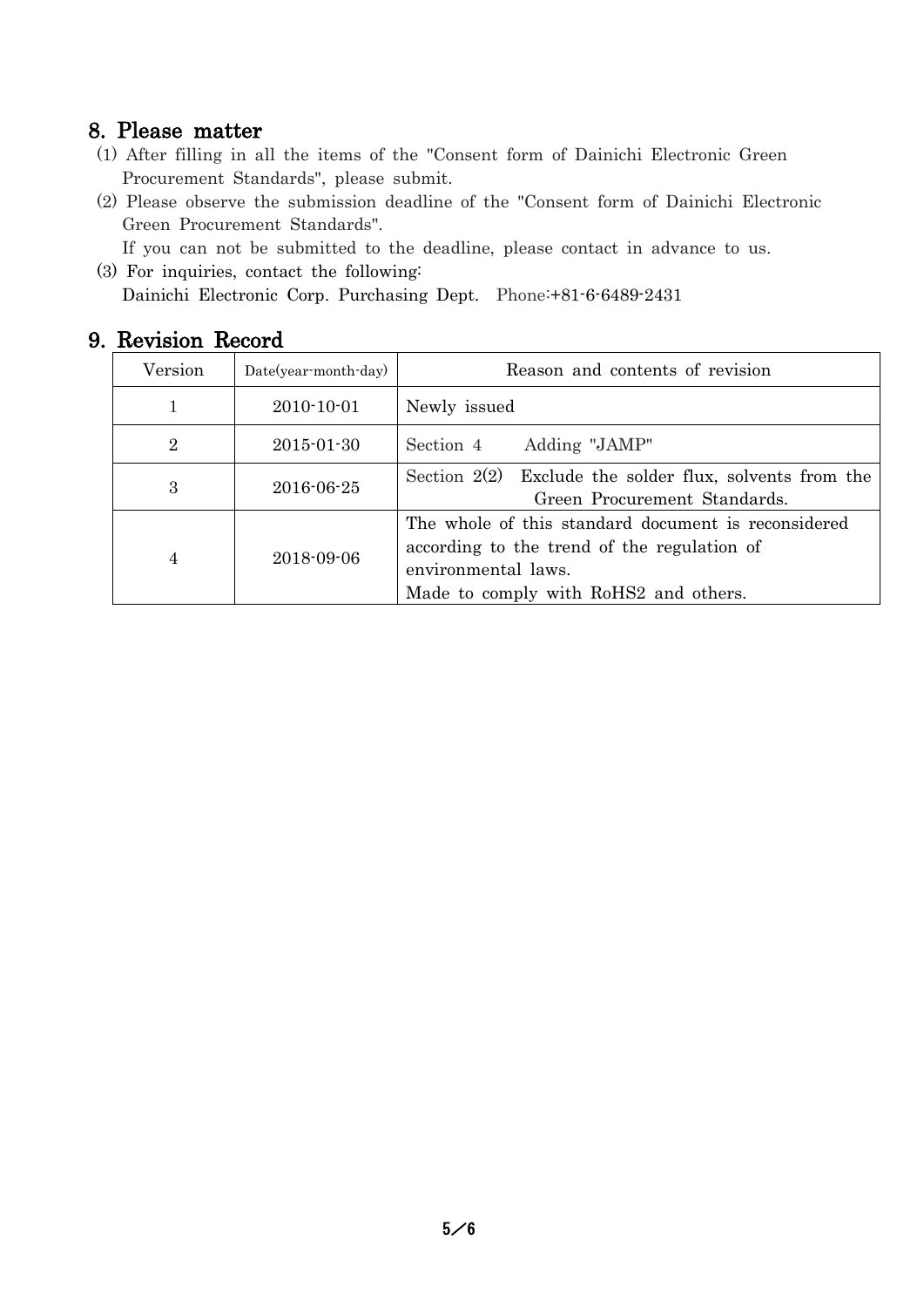## 8. Please matter

(1) After filling in all the items of the "Consent form of Dainichi Electronic Green Procurement Standards", please submit.

(2) Please observe the submission deadline of the "Consent form of Dainichi Electronic Green Procurement Standards".
If you can not be submitted to the deadline, please contact in advance to us.

(3) For inquiries, contact the following:
Dainichi Electronic Corp. Purchasing Dept. Phone:+81-6-6489-2431

## 9. Revision Record

| Version | Date(year-month-day) | Reason and contents of revision |
|---|---|---|
| 1 | 2010-10-01 | Newly issued |
| 2 | 2015-01-30 | Section 4 Adding "JAMP" |
| 3 | 2016-06-25 | Section 2(2) Exclude the solder flux, solvents from the Green Procurement Standards. |
| 4 | 2018-09-06 | The whole of this standard document is reconsidered according to the trend of the regulation of environmental laws. Made to comply with RoHS2 and others. |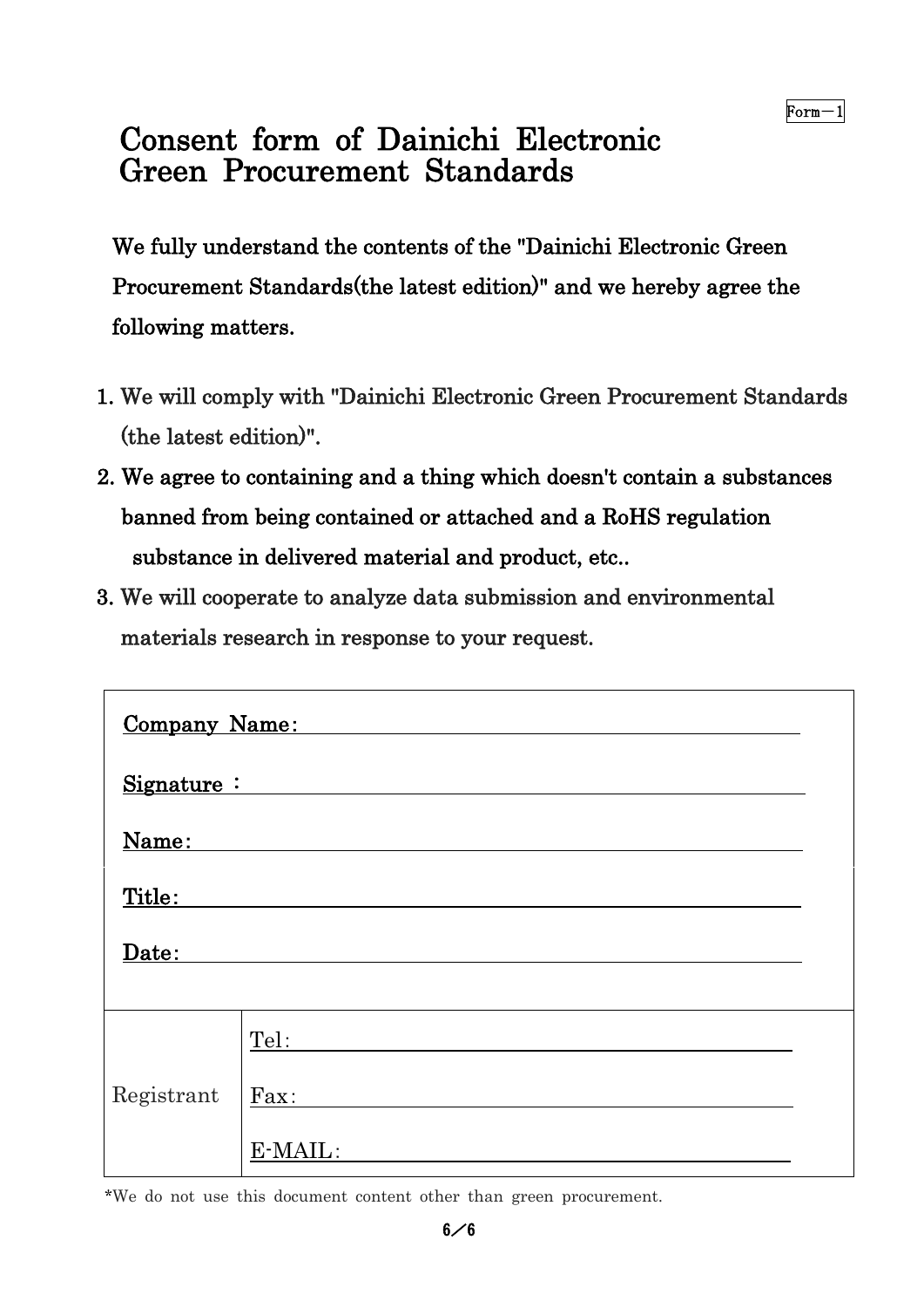Form－1

# Consent form of Dainichi Electronic Green Procurement Standards

We fully understand the contents of the "Dainichi Electronic Green Procurement Standards(the latest edition)" and we hereby agree the following matters.

1. We will comply with "Dainichi Electronic Green Procurement Standards (the latest edition)".
2. We agree to containing and a thing which doesn't contain a substances banned from being contained or attached and a RoHS regulation substance in delivered material and product, etc..
3. We will cooperate to analyze data submission and environmental materials research in response to your request.

| | |
|---|---|
| Company Name: ____________________ | |
| Signature : ____________________ | |
| Name: ____________________ | |
| Title: ____________________ | |
| Date: ____________________ | |
| Registrant | Tel: ____________________ |
| | Fax: ____________________ |
| | E-MAIL: ____________________ |

*We do not use this document content other than green procurement.